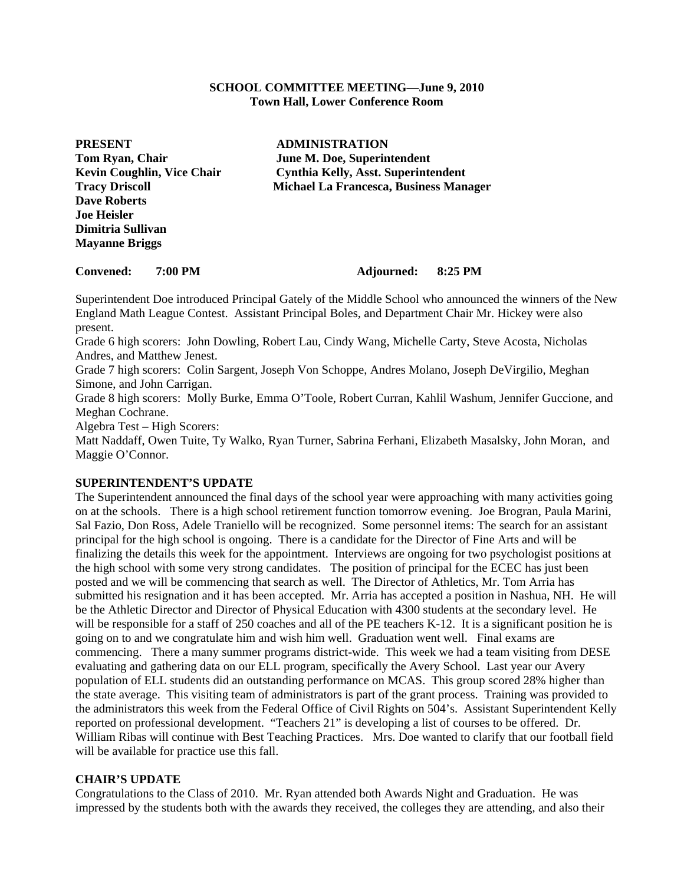**SCHOOL COMMITTEE MEETING—June 9, 2010**
**Town Hall, Lower Conference Room**

| PRESENT | ADMINISTRATION |
|---|---|
| **Tom Ryan, Chair** | **June M. Doe, Superintendent** |
| **Kevin Coughlin, Vice Chair** | **Cynthia Kelly, Asst. Superintendent** |
| **Tracy Driscoll** | **Michael La Francesca, Business Manager** |
| **Dave Roberts** | |
| **Joe Heisler** | |
| **Dimitria Sullivan** | |
| **Mayanne Briggs** | |

**Convened: 7:00 PM** **Adjourned: 8:25 PM**

Superintendent Doe introduced Principal Gately of the Middle School who announced the winners of the New England Math League Contest. Assistant Principal Boles, and Department Chair Mr. Hickey were also present.

Grade 6 high scorers: John Dowling, Robert Lau, Cindy Wang, Michelle Carty, Steve Acosta, Nicholas Andres, and Matthew Jenest.

Grade 7 high scorers: Colin Sargent, Joseph Von Schoppe, Andres Molano, Joseph DeVirgilio, Meghan Simone, and John Carrigan.

Grade 8 high scorers: Molly Burke, Emma O'Toole, Robert Curran, Kahlil Washum, Jennifer Guccione, and Meghan Cochrane.

Algebra Test – High Scorers:

Matt Naddaff, Owen Tuite, Ty Walko, Ryan Turner, Sabrina Ferhani, Elizabeth Masalsky, John Moran, and Maggie O'Connor.

**SUPERINTENDENT'S UPDATE**

The Superintendent announced the final days of the school year were approaching with many activities going on at the schools. There is a high school retirement function tomorrow evening. Joe Brogran, Paula Marini, Sal Fazio, Don Ross, Adele Traniello will be recognized. Some personnel items: The search for an assistant principal for the high school is ongoing. There is a candidate for the Director of Fine Arts and will be finalizing the details this week for the appointment. Interviews are ongoing for two psychologist positions at the high school with some very strong candidates. The position of principal for the ECEC has just been posted and we will be commencing that search as well. The Director of Athletics, Mr. Tom Arria has submitted his resignation and it has been accepted. Mr. Arria has accepted a position in Nashua, NH. He will be the Athletic Director and Director of Physical Education with 4300 students at the secondary level. He will be responsible for a staff of 250 coaches and all of the PE teachers K-12. It is a significant position he is going on to and we congratulate him and wish him well. Graduation went well. Final exams are commencing. There a many summer programs district-wide. This week we had a team visiting from DESE evaluating and gathering data on our ELL program, specifically the Avery School. Last year our Avery population of ELL students did an outstanding performance on MCAS. This group scored 28% higher than the state average. This visiting team of administrators is part of the grant process. Training was provided to the administrators this week from the Federal Office of Civil Rights on 504's. Assistant Superintendent Kelly reported on professional development. "Teachers 21" is developing a list of courses to be offered. Dr. William Ribas will continue with Best Teaching Practices. Mrs. Doe wanted to clarify that our football field will be available for practice use this fall.

**CHAIR'S UPDATE**

Congratulations to the Class of 2010. Mr. Ryan attended both Awards Night and Graduation. He was impressed by the students both with the awards they received, the colleges they are attending, and also their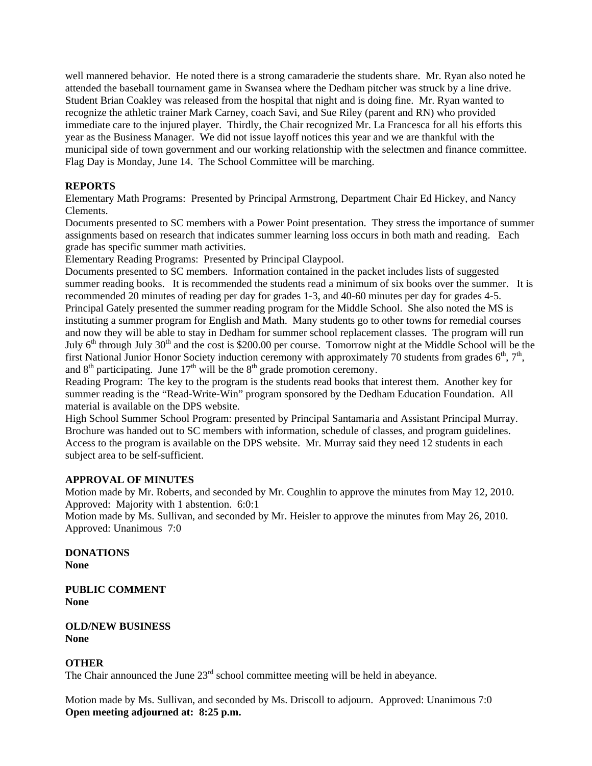well mannered behavior. He noted there is a strong camaraderie the students share. Mr. Ryan also noted he attended the baseball tournament game in Swansea where the Dedham pitcher was struck by a line drive. Student Brian Coakley was released from the hospital that night and is doing fine. Mr. Ryan wanted to recognize the athletic trainer Mark Carney, coach Savi, and Sue Riley (parent and RN) who provided immediate care to the injured player. Thirdly, the Chair recognized Mr. La Francesca for all his efforts this year as the Business Manager. We did not issue layoff notices this year and we are thankful with the municipal side of town government and our working relationship with the selectmen and finance committee. Flag Day is Monday, June 14. The School Committee will be marching.

**REPORTS**

Elementary Math Programs: Presented by Principal Armstrong, Department Chair Ed Hickey, and Nancy Clements.

Documents presented to SC members with a Power Point presentation. They stress the importance of summer assignments based on research that indicates summer learning loss occurs in both math and reading. Each grade has specific summer math activities.

Elementary Reading Programs: Presented by Principal Claypool.

Documents presented to SC members. Information contained in the packet includes lists of suggested summer reading books. It is recommended the students read a minimum of six books over the summer. It is recommended 20 minutes of reading per day for grades 1-3, and 40-60 minutes per day for grades 4-5.

Principal Gately presented the summer reading program for the Middle School. She also noted the MS is instituting a summer program for English and Math. Many students go to other towns for remedial courses and now they will be able to stay in Dedham for summer school replacement classes. The program will run July 6th through July 30th and the cost is $200.00 per course. Tomorrow night at the Middle School will be the first National Junior Honor Society induction ceremony with approximately 70 students from grades 6th, 7th, and 8th participating. June 17th will be the 8th grade promotion ceremony.

Reading Program: The key to the program is the students read books that interest them. Another key for summer reading is the "Read-Write-Win" program sponsored by the Dedham Education Foundation. All material is available on the DPS website.

High School Summer School Program: presented by Principal Santamaria and Assistant Principal Murray. Brochure was handed out to SC members with information, schedule of classes, and program guidelines. Access to the program is available on the DPS website. Mr. Murray said they need 12 students in each subject area to be self-sufficient.

**APPROVAL OF MINUTES**

Motion made by Mr. Roberts, and seconded by Mr. Coughlin to approve the minutes from May 12, 2010. Approved: Majority with 1 abstention. 6:0:1

Motion made by Ms. Sullivan, and seconded by Mr. Heisler to approve the minutes from May 26, 2010. Approved: Unanimous 7:0

**DONATIONS**

**None**

**PUBLIC COMMENT**

**None**

**OLD/NEW BUSINESS**

**None**

**OTHER**

The Chair announced the June 23rd school committee meeting will be held in abeyance.

Motion made by Ms. Sullivan, and seconded by Ms. Driscoll to adjourn. Approved: Unanimous 7:0

**Open meeting adjourned at: 8:25 p.m.**